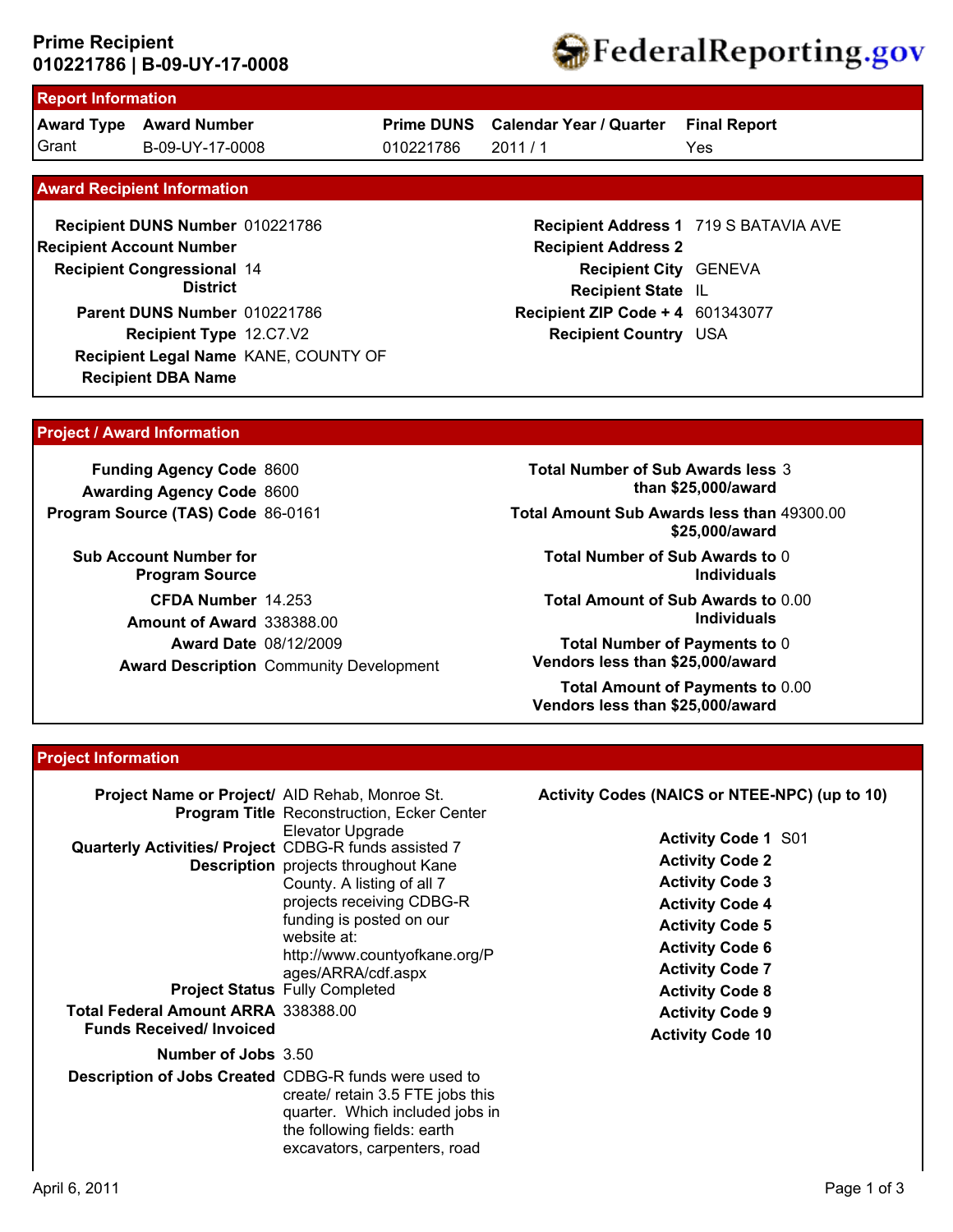# Prime Recipient
**010221786 | B-09-UY-17-0008**

FederalReporting.gov

## Report Information

| Award Type | Award Number | Prime DUNS | Calendar Year / Quarter | Final Report |
|---|---|---|---|---|
| Grant | B-09-UY-17-0008 | 010221786 | 2011 / 1 | Yes |

## Award Recipient Information

| | |
|---|---|
| **Recipient DUNS Number** | 010221786 |
| **Recipient Account Number** | |
| **Recipient Congressional District** | 14 |
| **Parent DUNS Number** | 010221786 |
| **Recipient Type** | 12.C7.V2 |
| **Recipient Legal Name** | KANE, COUNTY OF |
| **Recipient DBA Name** | |
| **Recipient Address 1** | 719 S BATAVIA AVE |
| **Recipient Address 2** | |
| **Recipient City** | GENEVA |
| **Recipient State** | IL |
| **Recipient ZIP Code + 4** | 601343077 |
| **Recipient Country** | USA |

## Project / Award Information

| | |
|---|---|
| **Funding Agency Code** | 8600 |
| **Awarding Agency Code** | 8600 |
| **Program Source (TAS) Code** | 86-0161 |
| **Sub Account Number for Program Source** | |
| **CFDA Number** | 14.253 |
| **Amount of Award** | 338388.00 |
| **Award Date** | 08/12/2009 |
| **Award Description** | Community Development |
| **Total Number of Sub Awards less than $25,000/award** | 3 |
| **Total Amount Sub Awards less than $25,000/award** | 49300.00 |
| **Total Number of Sub Awards to Individuals** | 0 |
| **Total Amount of Sub Awards to Individuals** | 0.00 |
| **Total Number of Payments to Vendors less than $25,000/award** | 0 |
| **Total Amount of Payments to Vendors less than $25,000/award** | 0.00 |

## Project Information

| | |
|---|---|
| **Project Name or Project/ Program Title** | AID Rehab, Monroe St. Reconstruction, Ecker Center Elevator Upgrade |
| **Quarterly Activities/ Project Description** | CDBG-R funds assisted 7 projects throughout Kane County. A listing of all 7 projects receiving CDBG-R funding is posted on our website at: http://www.countyofkane.org/Pages/ARRA/cdf.aspx |
| **Project Status** | Fully Completed |
| **Total Federal Amount ARRA Funds Received/ Invoiced** | 338388.00 |
| **Number of Jobs** | 3.50 |
| **Description of Jobs Created** | CDBG-R funds were used to create/ retain 3.5 FTE jobs this quarter. Which included jobs in the following fields: earth excavators, carpenters, road |

**Activity Codes (NAICS or NTEE-NPC) (up to 10)**

| | |
|---|---|
| **Activity Code 1** | S01 |
| **Activity Code 2** | |
| **Activity Code 3** | |
| **Activity Code 4** | |
| **Activity Code 5** | |
| **Activity Code 6** | |
| **Activity Code 7** | |
| **Activity Code 8** | |
| **Activity Code 9** | |
| **Activity Code 10** | |

April 6, 2011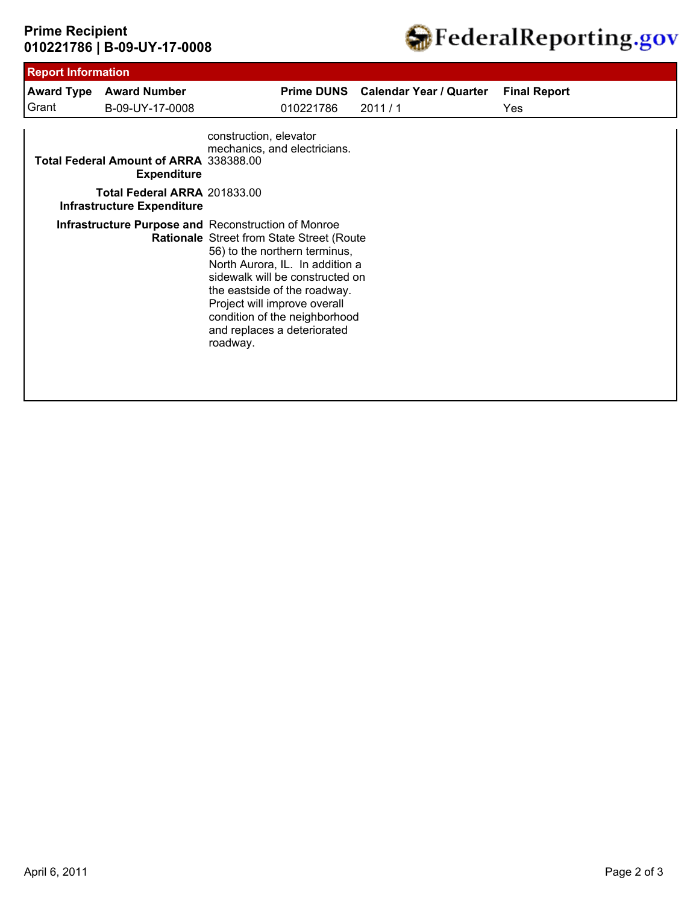## Report Information

| Award Type | Award Number | Prime DUNS | Calendar Year / Quarter | Final Report |
|---|---|---|---|---|
| Grant | B-09-UY-17-0008 | 010221786 | 2011 / 1 | Yes |

| | |
|---|---|
| | construction, elevator mechanics, and electricians. |
| **Total Federal Amount of ARRA Expenditure** | 338388.00 |
| **Total Federal ARRA Infrastructure Expenditure** | 201833.00 |
| **Infrastructure Purpose and Rationale** | Reconstruction of Monroe Street from State Street (Route 56) to the northern terminus, North Aurora, IL. In addition a sidewalk will be constructed on the eastside of the roadway. Project will improve overall condition of the neighborhood and replaces a deteriorated roadway. |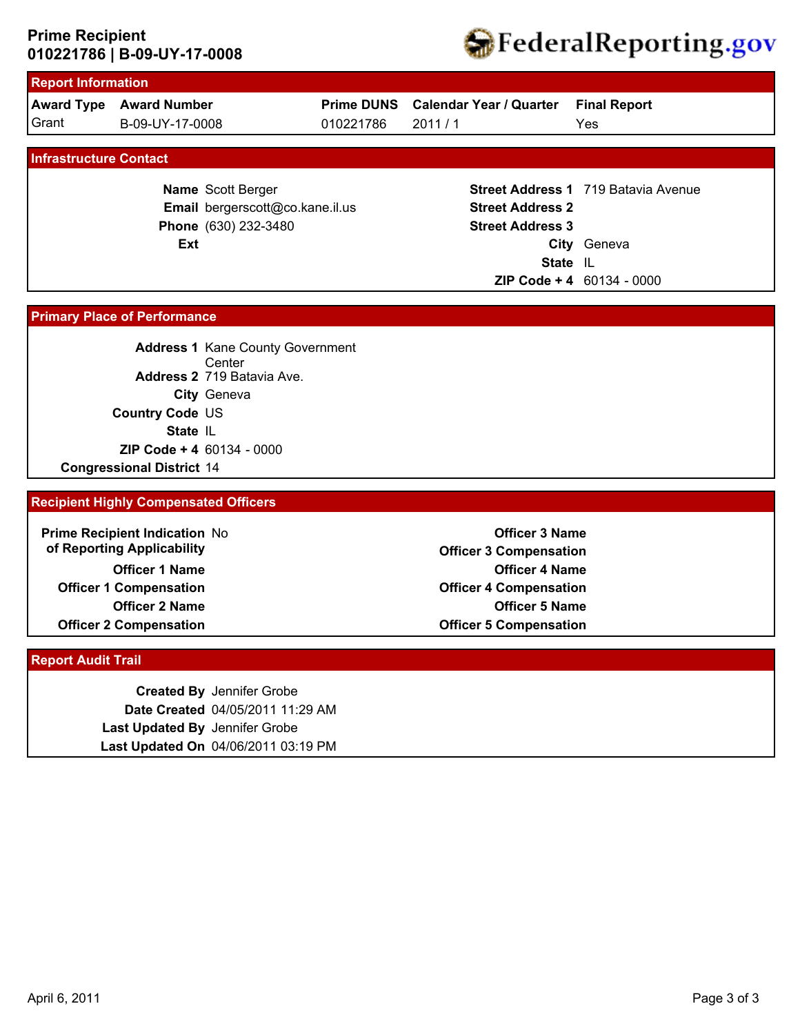**Prime Recipient**
**010221786 | B-09-UY-17-0008**

FederalReporting.gov

## Report Information

| Award Type | Award Number | Prime DUNS | Calendar Year / Quarter | Final Report |
|---|---|---|---|---|
| Grant | B-09-UY-17-0008 | 010221786 | 2011 / 1 | Yes |

## Infrastructure Contact

**Name** Scott Berger
**Email** bergerscott@co.kane.il.us
**Phone** (630) 232-3480
**Ext**

**Street Address 1** 719 Batavia Avenue
**Street Address 2**
**Street Address 3**
**City** Geneva
**State** IL
**ZIP Code + 4** 60134 - 0000

## Primary Place of Performance

**Address 1** Kane County Government Center
**Address 2** 719 Batavia Ave.
**City** Geneva
**Country Code** US
**State** IL
**ZIP Code + 4** 60134 - 0000
**Congressional District** 14

## Recipient Highly Compensated Officers

**Prime Recipient Indication of Reporting Applicability** No
**Officer 1 Name**
**Officer 1 Compensation**
**Officer 2 Name**
**Officer 2 Compensation**
**Officer 3 Name**
**Officer 3 Compensation**
**Officer 4 Name**
**Officer 4 Compensation**
**Officer 5 Name**
**Officer 5 Compensation**

## Report Audit Trail

**Created By** Jennifer Grobe
**Date Created** 04/05/2011 11:29 AM
**Last Updated By** Jennifer Grobe
**Last Updated On** 04/06/2011 03:19 PM